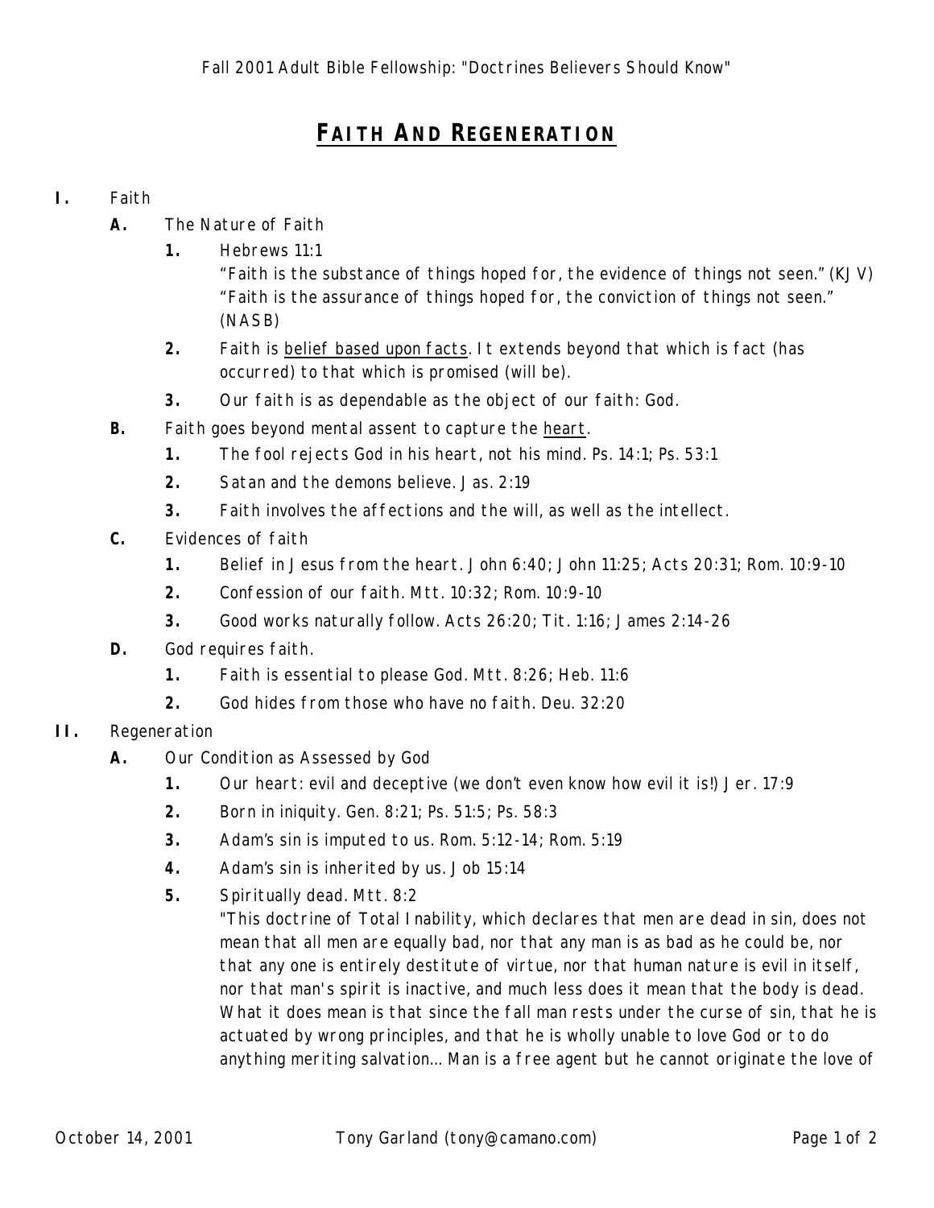# **FAITH AND REGENERATION**

**I.** Faith

**A.** The Nature of Faith

**1.** Hebrews 11:1
"Faith is the substance of things hoped for, the evidence of things not seen." (KJV)
"Faith is the assurance of things hoped for, the conviction of things not seen." (NASB)

**2.** Faith is <u>belief based upon facts</u>. It extends beyond that which is fact (has occurred) to that which is promised (will be).

**3.** Our faith is as dependable as the object of our faith: God.

**B.** Faith goes beyond mental assent to capture the <u>heart</u>.

**1.** The fool rejects God in his heart, not his mind. Ps. 14:1; Ps. 53:1

**2.** Satan and the demons believe. Jas. 2:19

**3.** Faith involves the affections and the will, as well as the intellect.

**C.** Evidences of faith

**1.** Belief in Jesus from the heart. John 6:40; John 11:25; Acts 20:31; Rom. 10:9-10

**2.** Confession of our faith. Mtt. 10:32; Rom. 10:9-10

**3.** Good works naturally follow. Acts 26:20; Tit. 1:16; James 2:14-26

**D.** God requires faith.

**1.** Faith is essential to please God. Mtt. 8:26; Heb. 11:6

**2.** God hides from those who have no faith. Deu. 32:20

**II.** Regeneration

**A.** Our Condition as Assessed by God

**1.** Our heart: evil and deceptive (we don't even know how evil it is!) Jer. 17:9

**2.** Born in iniquity. Gen. 8:21; Ps. 51:5; Ps. 58:3

**3.** Adam's sin is imputed to us. Rom. 5:12-14; Rom. 5:19

**4.** Adam's sin is inherited by us. Job 15:14

**5.** Spiritually dead. Mtt. 8:2
"This doctrine of Total Inability, which declares that men are dead in sin, does not mean that all men are equally bad, nor that any man is as bad as he could be, nor that any one is entirely destitute of virtue, nor that human nature is evil in itself, nor that man's spirit is inactive, and much less does it mean that the body is dead. What it does mean is that since the fall man rests under the curse of sin, that he is actuated by wrong principles, and that he is wholly unable to love God or to do anything meriting salvation... Man is a free agent but he cannot originate the love of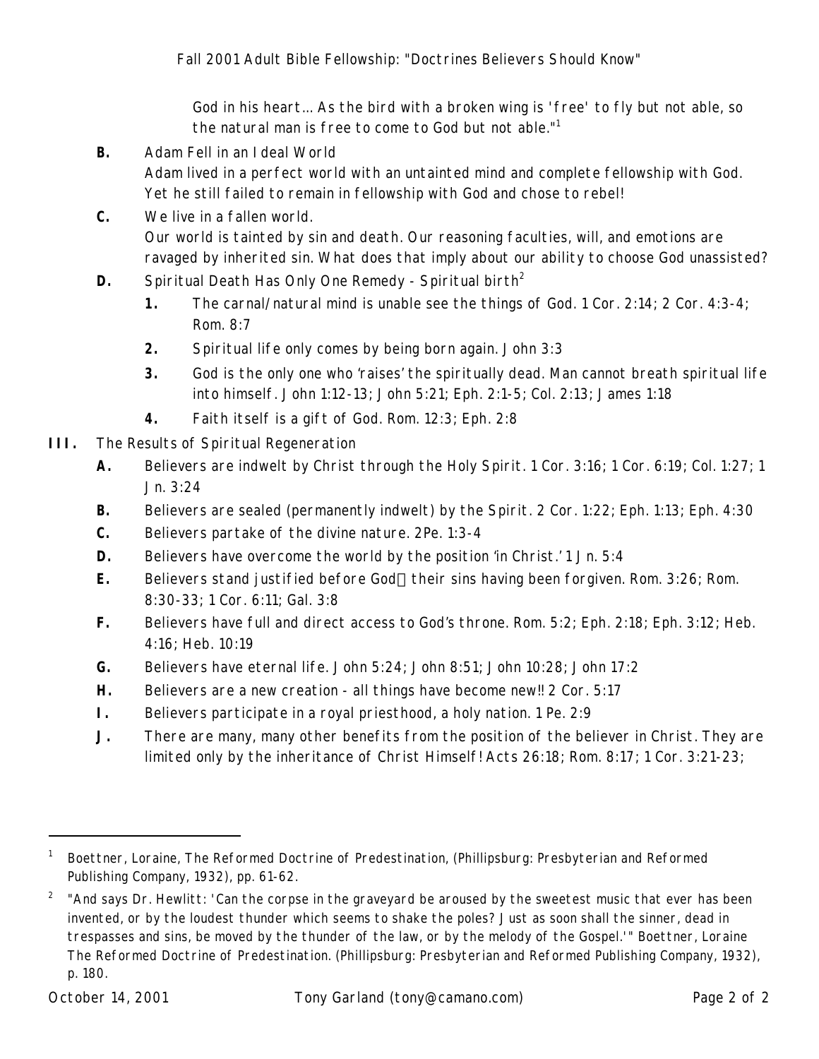God in his heart... As the bird with a broken wing is 'free' to fly but not able, so the natural man is free to come to God but not able."[1]

**B.** Adam Fell in an Ideal World
Adam lived in a perfect world with an untainted mind and complete fellowship with God. Yet he still failed to remain in fellowship with God and chose to rebel!

**C.** We live in a fallen world.
Our world is tainted by sin and death. Our reasoning faculties, will, and emotions are ravaged by inherited sin. What does that imply about our ability to choose God unassisted?

**D.** Spiritual Death Has Only One Remedy - Spiritual birth[2]

1. The carnal/natural mind is unable see the things of God. 1 Cor. 2:14; 2 Cor. 4:3-4; Rom. 8:7
2. Spiritual life only comes by being born again. John 3:3
3. God is the only one who 'raises' the spiritually dead. Man cannot breath spiritual life into himself. John 1:12-13; John 5:21; Eph. 2:1-5; Col. 2:13; James 1:18
4. Faith itself is a gift of God. Rom. 12:3; Eph. 2:8

**III.** The Results of Spiritual Regeneration

**A.** Believers are indwelt by Christ through the Holy Spirit. 1 Cor. 3:16; 1 Cor. 6:19; Col. 1:27; 1 Jn. 3:24

**B.** Believers are sealed (permanently indwelt) by the Spirit. 2 Cor. 1:22; Eph. 1:13; Eph. 4:30

**C.** Believers partake of the divine nature. 2Pe. 1:3-4

**D.** Believers have overcome the world by the position 'in Christ.' 1 Jn. 5:4

**E.** Believers stand justified before God their sins having been forgiven. Rom. 3:26; Rom. 8:30-33; 1 Cor. 6:11; Gal. 3:8

**F.** Believers have full and direct access to God's throne. Rom. 5:2; Eph. 2:18; Eph. 3:12; Heb. 4:16; Heb. 10:19

**G.** Believers have eternal life. John 5:24; John 8:51; John 10:28; John 17:2

**H.** Believers are a new creation - all things have become new!! 2 Cor. 5:17

**I.** Believers participate in a royal priesthood, a holy nation. 1 Pe. 2:9

**J.** There are many, many other benefits from the position of the believer in Christ. They are limited only by the inheritance of Christ Himself! Acts 26:18; Rom. 8:17; 1 Cor. 3:21-23;

---

[1] Boettner, Loraine, The Reformed Doctrine of Predestination, (Phillipsburg: Presbyterian and Reformed Publishing Company, 1932), pp. 61-62.

[2] "And says Dr. Hewlitt: 'Can the corpse in the graveyard be aroused by the sweetest music that ever has been invented, or by the loudest thunder which seems to shake the poles? Just as soon shall the sinner, dead in trespasses and sins, be moved by the thunder of the law, or by the melody of the Gospel.'" Boettner, Loraine The Reformed Doctrine of Predestination. (Phillipsburg: Presbyterian and Reformed Publishing Company, 1932), p. 180.